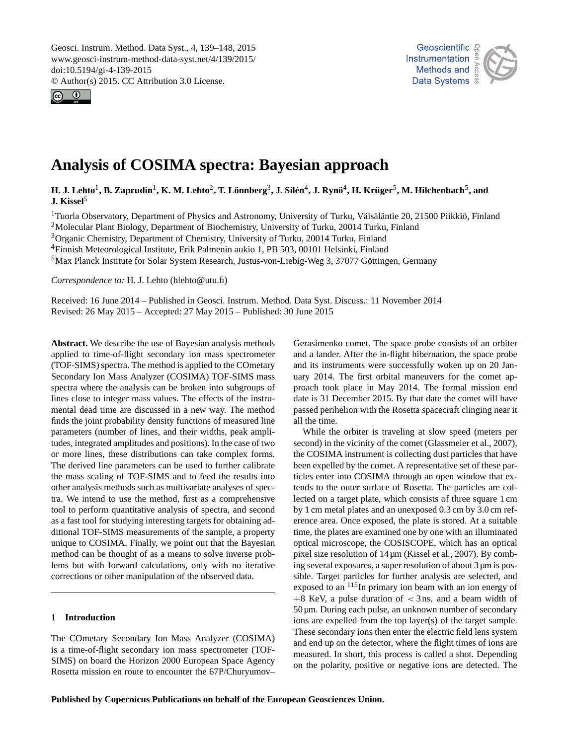# Analysis of COSIMA spectra: Bayesian approach

**H. J. Lehto[1], B. Zaprudin[1], K. M. Lehto[2], T. Lönnberg[3], J. Silén[4], J. Rynö[4], H. Krüger[5], M. Hilchenbach[5], and J. Kissel[5]**

[1]Tuorla Observatory, Department of Physics and Astronomy, University of Turku, Väisäläntie 20, 21500 Piikkiö, Finland
[2]Molecular Plant Biology, Department of Biochemistry, University of Turku, 20014 Turku, Finland
[3]Organic Chemistry, Department of Chemistry, University of Turku, 20014 Turku, Finland
[4]Finnish Meteorological Institute, Erik Palmenin aukio 1, PB 503, 00101 Helsinki, Finland
[5]Max Planck Institute for Solar System Research, Justus-von-Liebig-Weg 3, 37077 Göttingen, Germany

*Correspondence to:* H. J. Lehto (hlehto@utu.fi)

Received: 16 June 2014 – Published in Geosci. Instrum. Method. Data Syst. Discuss.: 11 November 2014
Revised: 26 May 2015 – Accepted: 27 May 2015 – Published: 30 June 2015

**Abstract.** We describe the use of Bayesian analysis methods applied to time-of-flight secondary ion mass spectrometer (TOF-SIMS) spectra. The method is applied to the COmetary Secondary Ion Mass Analyzer (COSIMA) TOF-SIMS mass spectra where the analysis can be broken into subgroups of lines close to integer mass values. The effects of the instrumental dead time are discussed in a new way. The method finds the joint probability density functions of measured line parameters (number of lines, and their widths, peak amplitudes, integrated amplitudes and positions). In the case of two or more lines, these distributions can take complex forms. The derived line parameters can be used to further calibrate the mass scaling of TOF-SIMS and to feed the results into other analysis methods such as multivariate analyses of spectra. We intend to use the method, first as a comprehensive tool to perform quantitative analysis of spectra, and second as a fast tool for studying interesting targets for obtaining additional TOF-SIMS measurements of the sample, a property unique to COSIMA. Finally, we point out that the Bayesian method can be thought of as a means to solve inverse problems but with forward calculations, only with no iterative corrections or other manipulation of the observed data.

## 1 Introduction

The COmetary Secondary Ion Mass Analyzer (COSIMA) is a time-of-flight secondary ion mass spectrometer (TOF-SIMS) on board the Horizon 2000 European Space Agency Rosetta mission en route to encounter the 67P/Churyumov–Gerasimenko comet. The space probe consists of an orbiter and a lander. After the in-flight hibernation, the space probe and its instruments were successfully woken up on 20 January 2014. The first orbital maneuvers for the comet approach took place in May 2014. The formal mission end date is 31 December 2015. By that date the comet will have passed perihelion with the Rosetta spacecraft clinging near it all the time.

While the orbiter is traveling at slow speed (meters per second) in the vicinity of the comet (Glassmeier et al., 2007), the COSIMA instrument is collecting dust particles that have been expelled by the comet. A representative set of these particles enter into COSIMA through an open window that extends to the outer surface of Rosetta. The particles are collected on a target plate, which consists of three square 1 cm by 1 cm metal plates and an unexposed 0.3 cm by 3.0 cm reference area. Once exposed, the plate is stored. At a suitable time, the plates are examined one by one with an illuminated optical microscope, the COSISCOPE, which has an optical pixel size resolution of 14 µm (Kissel et al., 2007). By combining several exposures, a super resolution of about 3 µm is possible. Target particles for further analysis are selected, and exposed to an $^{115}$In primary ion beam with an ion energy of +8 KeV, a pulse duration of < 3 ns, and a beam width of 50 µm. During each pulse, an unknown number of secondary ions are expelled from the top layer(s) of the target sample. These secondary ions then enter the electric field lens system and end up on the detector, where the flight times of ions are measured. In short, this process is called a shot. Depending on the polarity, positive or negative ions are detected. The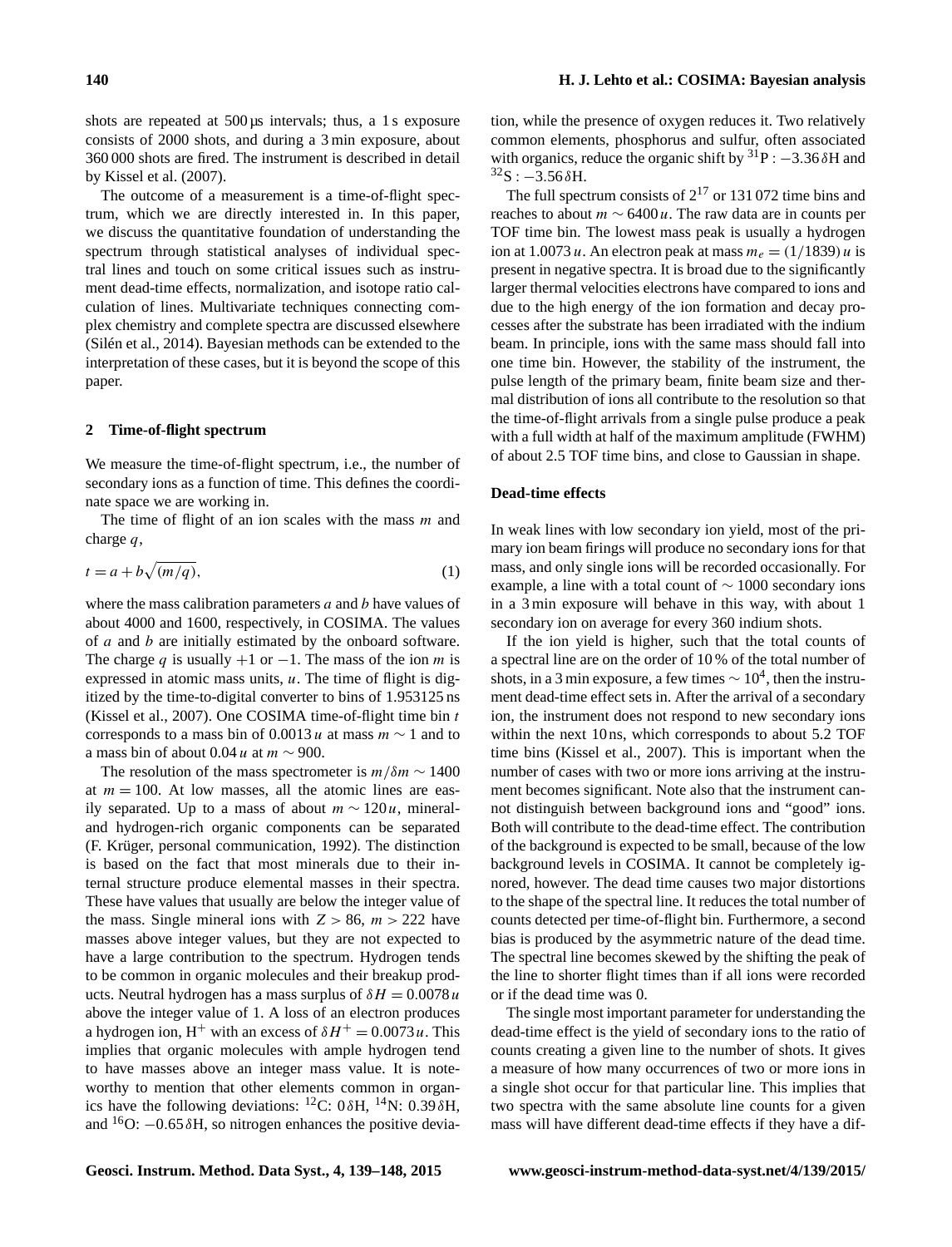shots are repeated at 500 µs intervals; thus, a 1 s exposure consists of 2000 shots, and during a 3 min exposure, about 360 000 shots are fired. The instrument is described in detail by Kissel et al. (2007).

The outcome of a measurement is a time-of-flight spectrum, which we are directly interested in. In this paper, we discuss the quantitative foundation of understanding the spectrum through statistical analyses of individual spectral lines and touch on some critical issues such as instrument dead-time effects, normalization, and isotope ratio calculation of lines. Multivariate techniques connecting complex chemistry and complete spectra are discussed elsewhere (Silén et al., 2014). Bayesian methods can be extended to the interpretation of these cases, but it is beyond the scope of this paper.

## 2 Time-of-flight spectrum

We measure the time-of-flight spectrum, i.e., the number of secondary ions as a function of time. This defines the coordinate space we are working in.

The time of flight of an ion scales with the mass $m$ and charge $q$,

$$t = a + b\sqrt{(m/q)}, \tag{1}$$

where the mass calibration parameters $a$ and $b$ have values of about 4000 and 1600, respectively, in COSIMA. The values of $a$ and $b$ are initially estimated by the onboard software. The charge $q$ is usually $+1$ or $-1$. The mass of the ion $m$ is expressed in atomic mass units, $u$. The time of flight is digitized by the time-to-digital converter to bins of 1.953125 ns (Kissel et al., 2007). One COSIMA time-of-flight time bin $t$ corresponds to a mass bin of $0.0013\,u$ at mass $m \sim 1$ and to a mass bin of about $0.04\,u$ at $m \sim 900$.

The resolution of the mass spectrometer is $m/\delta m \sim 1400$ at $m = 100$. At low masses, all the atomic lines are easily separated. Up to a mass of about $m \sim 120\,u$, mineral- and hydrogen-rich organic components can be separated (F. Krüger, personal communication, 1992). The distinction is based on the fact that most minerals due to their internal structure produce elemental masses in their spectra. These have values that usually are below the integer value of the mass. Single mineral ions with $Z > 86$, $m > 222$ have masses above integer values, but they are not expected to have a large contribution to the spectrum. Hydrogen tends to be common in organic molecules and their breakup products. Neutral hydrogen has a mass surplus of $\delta H = 0.0078\,u$ above the integer value of 1. A loss of an electron produces a hydrogen ion, $H^+$ with an excess of $\delta H^+ = 0.0073\,u$. This implies that organic molecules with ample hydrogen tend to have masses above an integer mass value. It is noteworthy to mention that other elements common in organics have the following deviations: $^{12}$C: $0\,\delta$H, $^{14}$N: $0.39\,\delta$H, and $^{16}$O: $-0.65\,\delta$H, so nitrogen enhances the positive deviation, while the presence of oxygen reduces it. Two relatively common elements, phosphorus and sulfur, often associated with organics, reduce the organic shift by $^{31}$P : $-3.36\,\delta$H and $^{32}$S : $-3.56\,\delta$H.

The full spectrum consists of $2^{17}$ or 131 072 time bins and reaches to about $m \sim 6400\,u$. The raw data are in counts per TOF time bin. The lowest mass peak is usually a hydrogen ion at $1.0073\,u$. An electron peak at mass $m_e = (1/1839)\,u$ is present in negative spectra. It is broad due to the significantly larger thermal velocities electrons have compared to ions and due to the high energy of the ion formation and decay processes after the substrate has been irradiated with the indium beam. In principle, ions with the same mass should fall into one time bin. However, the stability of the instrument, the pulse length of the primary beam, finite beam size and thermal distribution of ions all contribute to the resolution so that the time-of-flight arrivals from a single pulse produce a peak with a full width at half of the maximum amplitude (FWHM) of about 2.5 TOF time bins, and close to Gaussian in shape.

### Dead-time effects

In weak lines with low secondary ion yield, most of the primary ion beam firings will produce no secondary ions for that mass, and only single ions will be recorded occasionally. For example, a line with a total count of $\sim 1000$ secondary ions in a 3 min exposure will behave in this way, with about 1 secondary ion on average for every 360 indium shots.

If the ion yield is higher, such that the total counts of a spectral line are on the order of 10 % of the total number of shots, in a 3 min exposure, a few times $\sim 10^4$, then the instrument dead-time effect sets in. After the arrival of a secondary ion, the instrument does not respond to new secondary ions within the next 10 ns, which corresponds to about 5.2 TOF time bins (Kissel et al., 2007). This is important when the number of cases with two or more ions arriving at the instrument becomes significant. Note also that the instrument cannot distinguish between background ions and "good" ions. Both will contribute to the dead-time effect. The contribution of the background is expected to be small, because of the low background levels in COSIMA. It cannot be completely ignored, however. The dead time causes two major distortions to the shape of the spectral line. It reduces the total number of counts detected per time-of-flight bin. Furthermore, a second bias is produced by the asymmetric nature of the dead time. The spectral line becomes skewed by the shifting the peak of the line to shorter flight times than if all ions were recorded or if the dead time was 0.

The single most important parameter for understanding the dead-time effect is the yield of secondary ions to the ratio of counts creating a given line to the number of shots. It gives a measure of how many occurrences of two or more ions in a single shot occur for that particular line. This implies that two spectra with the same absolute line counts for a given mass will have different dead-time effects if they have a dif-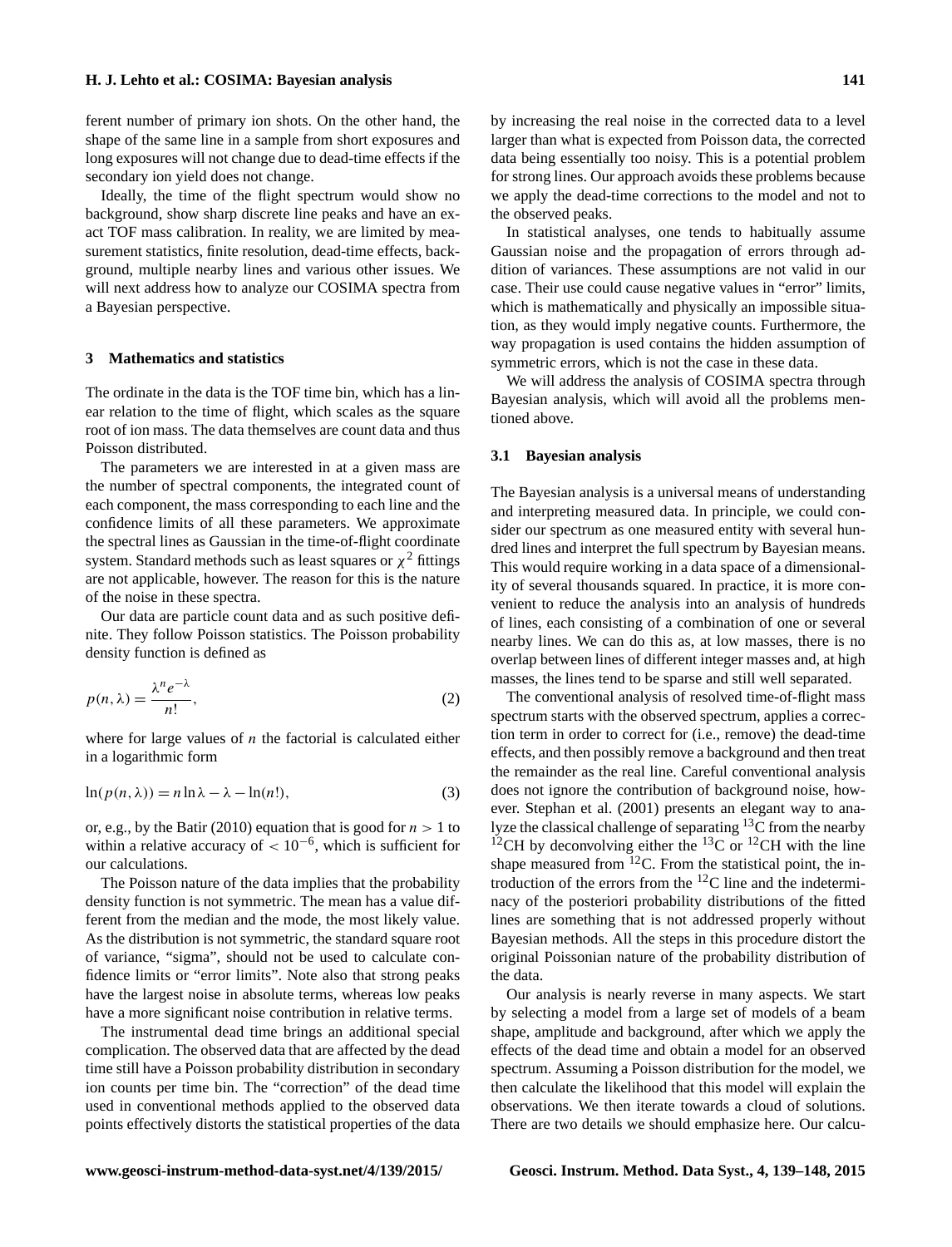ferent number of primary ion shots. On the other hand, the shape of the same line in a sample from short exposures and long exposures will not change due to dead-time effects if the secondary ion yield does not change.

Ideally, the time of the flight spectrum would show no background, show sharp discrete line peaks and have an exact TOF mass calibration. In reality, we are limited by measurement statistics, finite resolution, dead-time effects, background, multiple nearby lines and various other issues. We will next address how to analyze our COSIMA spectra from a Bayesian perspective.

## 3 Mathematics and statistics

The ordinate in the data is the TOF time bin, which has a linear relation to the time of flight, which scales as the square root of ion mass. The data themselves are count data and thus Poisson distributed.

The parameters we are interested in at a given mass are the number of spectral components, the integrated count of each component, the mass corresponding to each line and the confidence limits of all these parameters. We approximate the spectral lines as Gaussian in the time-of-flight coordinate system. Standard methods such as least squares or $\chi^2$ fittings are not applicable, however. The reason for this is the nature of the noise in these spectra.

Our data are particle count data and as such positive definite. They follow Poisson statistics. The Poisson probability density function is defined as

$$p(n,\lambda) = \frac{\lambda^n e^{-\lambda}}{n!}, \tag{2}$$

where for large values of $n$ the factorial is calculated either in a logarithmic form

$$\ln(p(n,\lambda)) = n \ln \lambda - \lambda - \ln(n!), \tag{3}$$

or, e.g., by the Batir (2010) equation that is good for $n > 1$ to within a relative accuracy of $< 10^{-6}$, which is sufficient for our calculations.

The Poisson nature of the data implies that the probability density function is not symmetric. The mean has a value different from the median and the mode, the most likely value. As the distribution is not symmetric, the standard square root of variance, "sigma", should not be used to calculate confidence limits or "error limits". Note also that strong peaks have the largest noise in absolute terms, whereas low peaks have a more significant noise contribution in relative terms.

The instrumental dead time brings an additional special complication. The observed data that are affected by the dead time still have a Poisson probability distribution in secondary ion counts per time bin. The "correction" of the dead time used in conventional methods applied to the observed data points effectively distorts the statistical properties of the data by increasing the real noise in the corrected data to a level larger than what is expected from Poisson data, the corrected data being essentially too noisy. This is a potential problem for strong lines. Our approach avoids these problems because we apply the dead-time corrections to the model and not to the observed peaks.

In statistical analyses, one tends to habitually assume Gaussian noise and the propagation of errors through addition of variances. These assumptions are not valid in our case. Their use could cause negative values in "error" limits, which is mathematically and physically an impossible situation, as they would imply negative counts. Furthermore, the way propagation is used contains the hidden assumption of symmetric errors, which is not the case in these data.

We will address the analysis of COSIMA spectra through Bayesian analysis, which will avoid all the problems mentioned above.

### 3.1 Bayesian analysis

The Bayesian analysis is a universal means of understanding and interpreting measured data. In principle, we could consider our spectrum as one measured entity with several hundred lines and interpret the full spectrum by Bayesian means. This would require working in a data space of a dimensionality of several thousands squared. In practice, it is more convenient to reduce the analysis into an analysis of hundreds of lines, each consisting of a combination of one or several nearby lines. We can do this as, at low masses, there is no overlap between lines of different integer masses and, at high masses, the lines tend to be sparse and still well separated.

The conventional analysis of resolved time-of-flight mass spectrum starts with the observed spectrum, applies a correction term in order to correct for (i.e., remove) the dead-time effects, and then possibly remove a background and then treat the remainder as the real line. Careful conventional analysis does not ignore the contribution of background noise, however. Stephan et al. (2001) presents an elegant way to analyze the classical challenge of separating $^{13}C$ from the nearby $^{12}CH$ by deconvolving either the $^{13}C$ or $^{12}CH$ with the line shape measured from $^{12}C$. From the statistical point, the introduction of the errors from the $^{12}C$ line and the indeterminacy of the posteriori probability distributions of the fitted lines are something that is not addressed properly without Bayesian methods. All the steps in this procedure distort the original Poissonian nature of the probability distribution of the data.

Our analysis is nearly reverse in many aspects. We start by selecting a model from a large set of models of a beam shape, amplitude and background, after which we apply the effects of the dead time and obtain a model for an observed spectrum. Assuming a Poisson distribution for the model, we then calculate the likelihood that this model will explain the observations. We then iterate towards a cloud of solutions. There are two details we should emphasize here. Our calcu-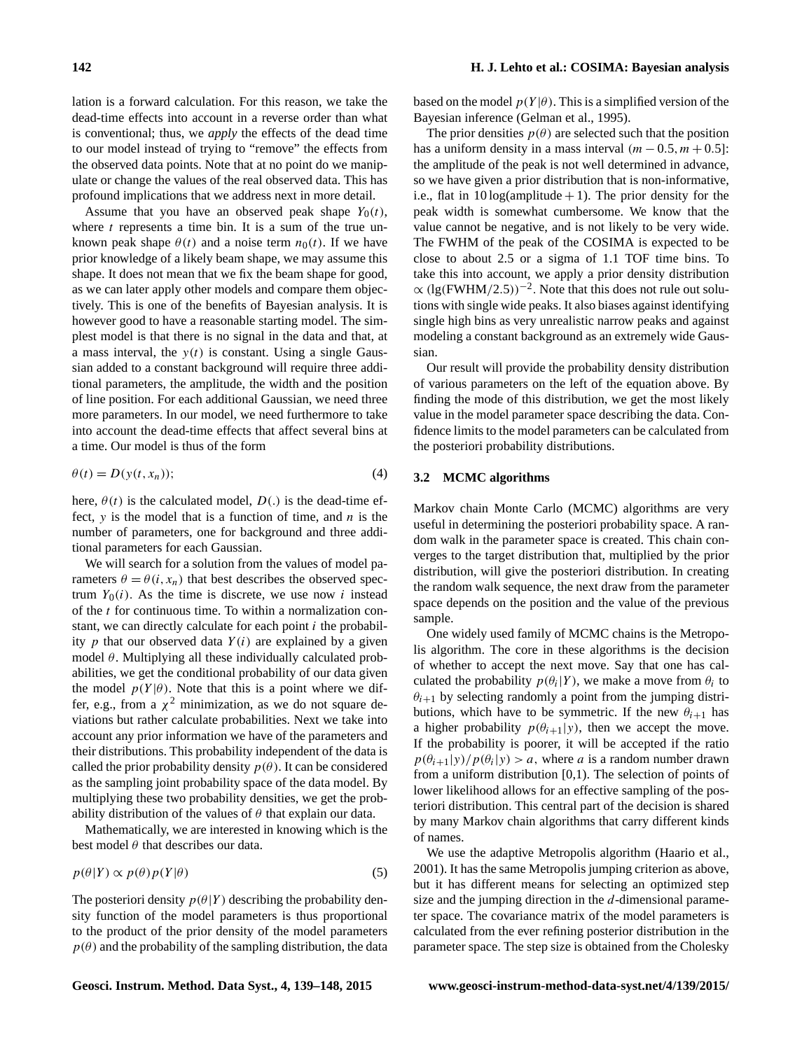lation is a forward calculation. For this reason, we take the dead-time effects into account in a reverse order than what is conventional; thus, we *apply* the effects of the dead time to our model instead of trying to "remove" the effects from the observed data points. Note that at no point do we manipulate or change the values of the real observed data. This has profound implications that we address next in more detail.

Assume that you have an observed peak shape $Y_0(t)$, where $t$ represents a time bin. It is a sum of the true unknown peak shape $\theta(t)$ and a noise term $n_0(t)$. If we have prior knowledge of a likely beam shape, we may assume this shape. It does not mean that we fix the beam shape for good, as we can later apply other models and compare them objectively. This is one of the benefits of Bayesian analysis. It is however good to have a reasonable starting model. The simplest model is that there is no signal in the data and that, at a mass interval, the $y(t)$ is constant. Using a single Gaussian added to a constant background will require three additional parameters, the amplitude, the width and the position of line position. For each additional Gaussian, we need three more parameters. In our model, we need furthermore to take into account the dead-time effects that affect several bins at a time. Our model is thus of the form

$$\theta(t) = D(y(t, x_n)); \tag{4}$$

here, $\theta(t)$ is the calculated model, $D(.)$ is the dead-time effect, $y$ is the model that is a function of time, and $n$ is the number of parameters, one for background and three additional parameters for each Gaussian.

We will search for a solution from the values of model parameters $\theta = \theta(i, x_n)$ that best describes the observed spectrum $Y_0(i)$. As the time is discrete, we use now $i$ instead of the $t$ for continuous time. To within a normalization constant, we can directly calculate for each point $i$ the probability $p$ that our observed data $Y(i)$ are explained by a given model $\theta$. Multiplying all these individually calculated probabilities, we get the conditional probability of our data given the model $p(Y|\theta)$. Note that this is a point where we differ, e.g., from a $\chi^2$ minimization, as we do not square deviations but rather calculate probabilities. Next we take into account any prior information we have of the parameters and their distributions. This probability independent of the data is called the prior probability density $p(\theta)$. It can be considered as the sampling joint probability space of the data model. By multiplying these two probability densities, we get the probability distribution of the values of $\theta$ that explain our data.

Mathematically, we are interested in knowing which is the best model $\theta$ that describes our data.

$$p(\theta|Y) \propto p(\theta)p(Y|\theta) \tag{5}$$

The posteriori density $p(\theta|Y)$ describing the probability density function of the model parameters is thus proportional to the product of the prior density of the model parameters $p(\theta)$ and the probability of the sampling distribution, the data based on the model $p(Y|\theta)$. This is a simplified version of the Bayesian inference (Gelman et al., 1995).

The prior densities $p(\theta)$ are selected such that the position has a uniform density in a mass interval $(m - 0.5, m + 0.5]$: the amplitude of the peak is not well determined in advance, so we have given a prior distribution that is non-informative, i.e., flat in $10\log(\text{amplitude} + 1)$. The prior density for the peak width is somewhat cumbersome. We know that the value cannot be negative, and is not likely to be very wide. The FWHM of the peak of the COSIMA is expected to be close to about 2.5 or a sigma of 1.1 TOF time bins. To take this into account, we apply a prior density distribution $\propto (\text{lg}(\text{FWHM}/2.5))^{-2}$. Note that this does not rule out solutions with single wide peaks. It also biases against identifying single high bins as very unrealistic narrow peaks and against modeling a constant background as an extremely wide Gaussian.

Our result will provide the probability density distribution of various parameters on the left of the equation above. By finding the mode of this distribution, we get the most likely value in the model parameter space describing the data. Confidence limits to the model parameters can be calculated from the posteriori probability distributions.

### 3.2 MCMC algorithms

Markov chain Monte Carlo (MCMC) algorithms are very useful in determining the posteriori probability space. A random walk in the parameter space is created. This chain converges to the target distribution that, multiplied by the prior distribution, will give the posteriori distribution. In creating the random walk sequence, the next draw from the parameter space depends on the position and the value of the previous sample.

One widely used family of MCMC chains is the Metropolis algorithm. The core in these algorithms is the decision of whether to accept the next move. Say that one has calculated the probability $p(\theta_i|Y)$, we make a move from $\theta_i$ to $\theta_{i+1}$ by selecting randomly a point from the jumping distributions, which have to be symmetric. If the new $\theta_{i+1}$ has a higher probability $p(\theta_{i+1}|y)$, then we accept the move. If the probability is poorer, it will be accepted if the ratio $p(\theta_{i+1}|y)/p(\theta_i|y) > a$, where $a$ is a random number drawn from a uniform distribution [0,1). The selection of points of lower likelihood allows for an effective sampling of the posteriori distribution. This central part of the decision is shared by many Markov chain algorithms that carry different kinds of names.

We use the adaptive Metropolis algorithm (Haario et al., 2001). It has the same Metropolis jumping criterion as above, but it has different means for selecting an optimized step size and the jumping direction in the $d$-dimensional parameter space. The covariance matrix of the model parameters is calculated from the ever refining posterior distribution in the parameter space. The step size is obtained from the Cholesky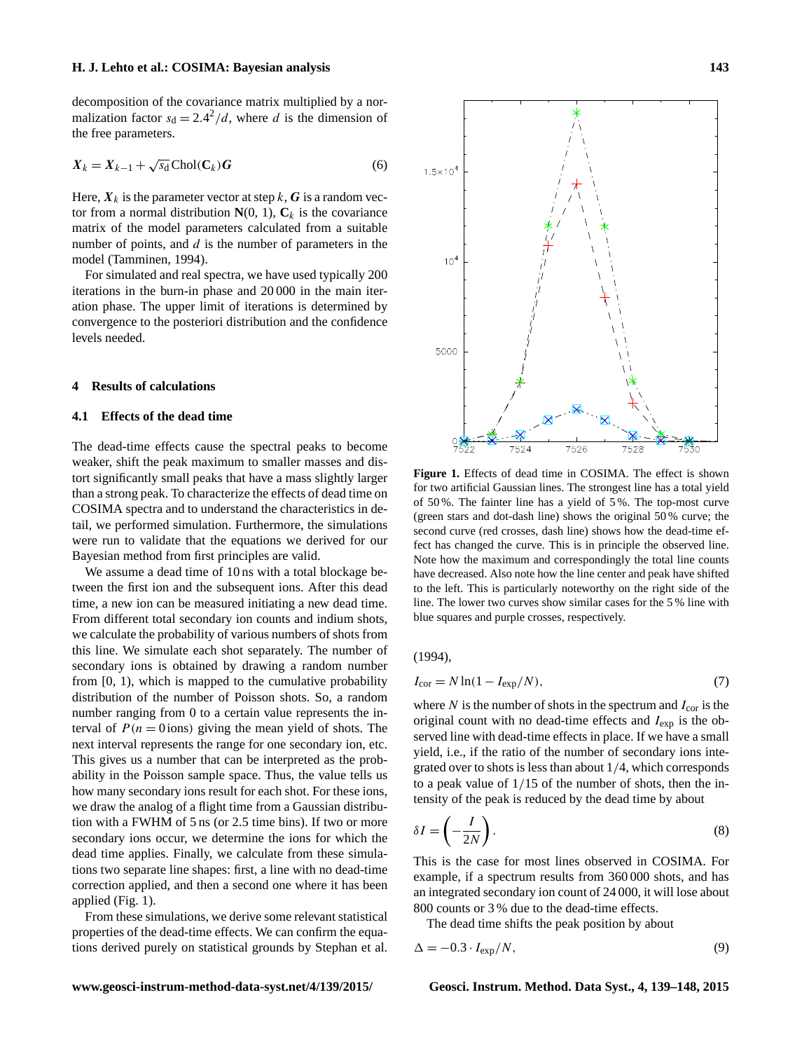decomposition of the covariance matrix multiplied by a normalization factor $s_\mathrm{d} = 2.4^2/d$, where $d$ is the dimension of the free parameters.

$$\boldsymbol{X}_k = \boldsymbol{X}_{k-1} + \sqrt{s_\mathrm{d}}\,\mathrm{Chol}(\mathbf{C}_k)\boldsymbol{G} \tag{6}$$

Here, $\boldsymbol{X}_k$ is the parameter vector at step $k$, $\boldsymbol{G}$ is a random vector from a normal distribution $\mathbf{N}(0,1)$, $\mathbf{C}_k$ is the covariance matrix of the model parameters calculated from a suitable number of points, and $d$ is the number of parameters in the model (Tamminen, 1994).

For simulated and real spectra, we have used typically 200 iterations in the burn-in phase and 20 000 in the main iteration phase. The upper limit of iterations is determined by convergence to the posteriori distribution and the confidence levels needed.

## 4 Results of calculations

### 4.1 Effects of the dead time

The dead-time effects cause the spectral peaks to become weaker, shift the peak maximum to smaller masses and distort significantly small peaks that have a mass slightly larger than a strong peak. To characterize the effects of dead time on COSIMA spectra and to understand the characteristics in detail, we performed simulation. Furthermore, the simulations were run to validate that the equations we derived for our Bayesian method from first principles are valid.

We assume a dead time of 10 ns with a total blockage between the first ion and the subsequent ions. After this dead time, a new ion can be measured initiating a new dead time. From different total secondary ion counts and indium shots, we calculate the probability of various numbers of shots from this line. We simulate each shot separately. The number of secondary ions is obtained by drawing a random number from [0, 1), which is mapped to the cumulative probability distribution of the number of Poisson shots. So, a random number ranging from 0 to a certain value represents the interval of $P(n = 0\,\mathrm{ions})$ giving the mean yield of shots. The next interval represents the range for one secondary ion, etc. This gives us a number that can be interpreted as the probability in the Poisson sample space. Thus, the value tells us how many secondary ions result for each shot. For these ions, we draw the analog of a flight time from a Gaussian distribution with a FWHM of 5 ns (or 2.5 time bins). If two or more secondary ions occur, we determine the ions for which the dead time applies. Finally, we calculate from these simulations two separate line shapes: first, a line with no dead-time correction applied, and then a second one where it has been applied (Fig. 1).

From these simulations, we derive some relevant statistical properties of the dead-time effects. We can confirm the equations derived purely on statistical grounds by Stephan et al. (1994),

**Figure 1.** Effects of dead time in COSIMA. The effect is shown for two artificial Gaussian lines. The strongest line has a total yield of 50 %. The fainter line has a yield of 5 %. The top-most curve (green stars and dot-dash line) shows the original 50 % curve; the second curve (red crosses, dash line) shows how the dead-time effect has changed the curve. This is in principle the observed line. Note how the maximum and correspondingly the total line counts have decreased. Also note how the line center and peak have shifted to the left. This is particularly noteworthy on the right side of the line. The lower two curves show similar cases for the 5 % line with blue squares and purple crosses, respectively.

$$I_\mathrm{cor} = N \ln(1 - I_\mathrm{exp}/N), \tag{7}$$

where $N$ is the number of shots in the spectrum and $I_\mathrm{cor}$ is the original count with no dead-time effects and $I_\mathrm{exp}$ is the observed line with dead-time effects in place. If we have a small yield, i.e., if the ratio of the number of secondary ions integrated over to shots is less than about 1/4, which corresponds to a peak value of 1/15 of the number of shots, then the intensity of the peak is reduced by the dead time by about

$$\delta I = \left(-\frac{I}{2N}\right). \tag{8}$$

This is the case for most lines observed in COSIMA. For example, if a spectrum results from 360 000 shots, and has an integrated secondary ion count of 24 000, it will lose about 800 counts or 3 % due to the dead-time effects.

The dead time shifts the peak position by about

$$\Delta = -0.3 \cdot I_\mathrm{exp}/N, \tag{9}$$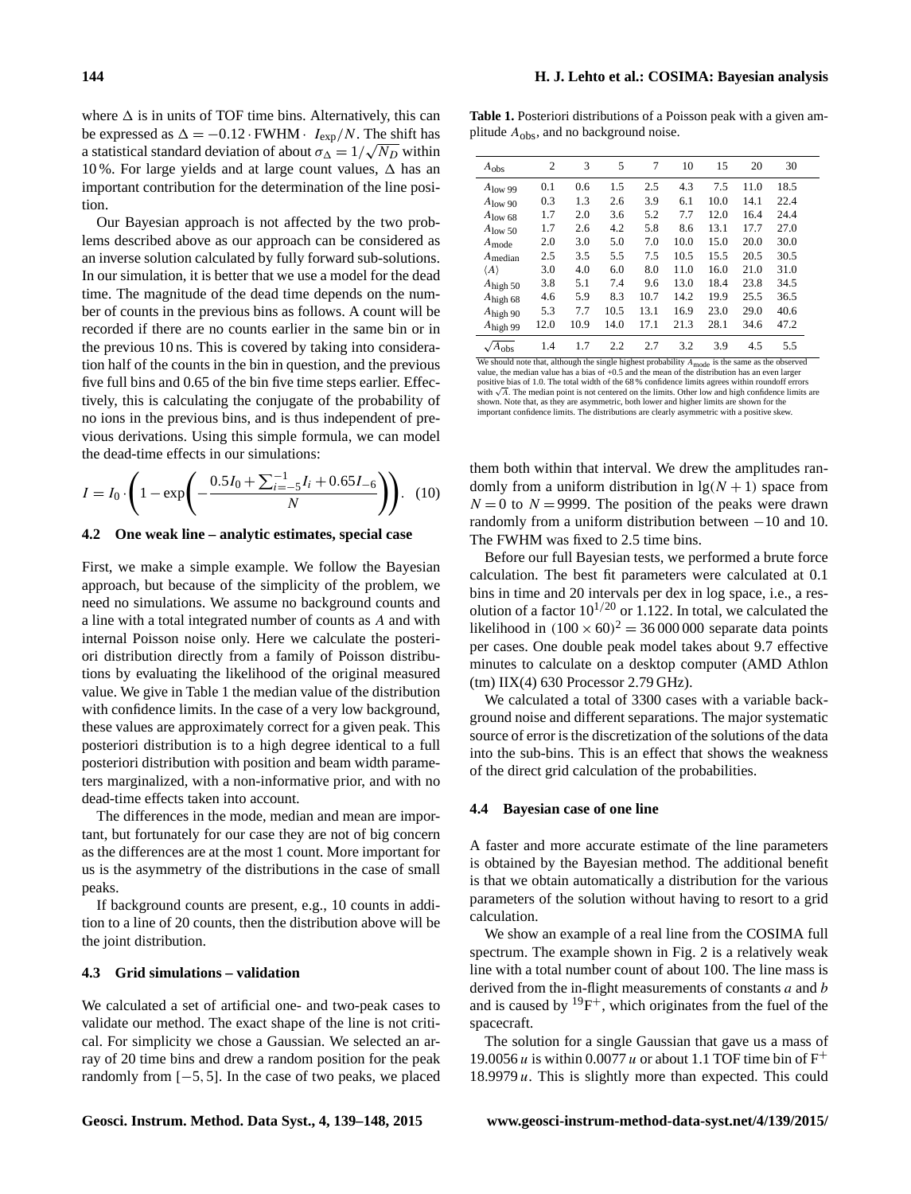where $\Delta$ is in units of TOF time bins. Alternatively, this can be expressed as $\Delta = -0.12 \cdot \mathrm{FWHM} \cdot\ I_{\mathrm{exp}}/N$. The shift has a statistical standard deviation of about $\sigma_\Delta = 1/\sqrt{N_D}$ within 10 %. For large yields and at large count values, $\Delta$ has an important contribution for the determination of the line position.

Our Bayesian approach is not affected by the two problems described above as our approach can be considered as an inverse solution calculated by fully forward sub-solutions. In our simulation, it is better that we use a model for the dead time. The magnitude of the dead time depends on the number of counts in the previous bins as follows. A count will be recorded if there are no counts earlier in the same bin or in the previous 10 ns. This is covered by taking into consideration half of the counts in the bin in question, and the previous five full bins and 0.65 of the bin five time steps earlier. Effectively, this is calculating the conjugate of the probability of no ions in the previous bins, and is thus independent of previous derivations. Using this simple formula, we can model the dead-time effects in our simulations:

$$I = I_0 \cdot \left(1 - \exp\left(-\frac{0.5 I_0 + \sum_{i=-5}^{-1} I_i + 0.65 I_{-6}}{N}\right)\right). \quad (10)$$

### 4.2 One weak line – analytic estimates, special case

First, we make a simple example. We follow the Bayesian approach, but because of the simplicity of the problem, we need no simulations. We assume no background counts and a line with a total integrated number of counts as $A$ and with internal Poisson noise only. Here we calculate the posteriori distribution directly from a family of Poisson distributions by evaluating the likelihood of the original measured value. We give in Table 1 the median value of the distribution with confidence limits. In the case of a very low background, these values are approximately correct for a given peak. This posteriori distribution is to a high degree identical to a full posteriori distribution with position and beam width parameters marginalized, with a non-informative prior, and with no dead-time effects taken into account.

The differences in the mode, median and mean are important, but fortunately for our case they are not of big concern as the differences are at the most 1 count. More important for us is the asymmetry of the distributions in the case of small peaks.

If background counts are present, e.g., 10 counts in addition to a line of 20 counts, then the distribution above will be the joint distribution.

### 4.3 Grid simulations – validation

We calculated a set of artificial one- and two-peak cases to validate our method. The exact shape of the line is not critical. For simplicity we chose a Gaussian. We selected an array of 20 time bins and drew a random position for the peak randomly from $[-5, 5]$. In the case of two peaks, we placed them both within that interval. We drew the amplitudes randomly from a uniform distribution in $\lg(N+1)$ space from $N = 0$ to $N = 9999$. The position of the peaks were drawn randomly from a uniform distribution between $-10$ and 10. The FWHM was fixed to 2.5 time bins.

Before our full Bayesian tests, we performed a brute force calculation. The best fit parameters were calculated at 0.1 bins in time and 20 intervals per dex in log space, i.e., a resolution of a factor $10^{1/20}$ or 1.122. In total, we calculated the likelihood in $(100 \times 60)^2 = 36\,000\,000$ separate data points per cases. One double peak model takes about 9.7 effective minutes to calculate on a desktop computer (AMD Athlon (tm) IIX(4) 630 Processor 2.79 GHz).

We calculated a total of 3300 cases with a variable background noise and different separations. The major systematic source of error is the discretization of the solutions of the data into the sub-bins. This is an effect that shows the weakness of the direct grid calculation of the probabilities.

**Table 1.** Posteriori distributions of a Poisson peak with a given amplitude $A_{\mathrm{obs}}$, and no background noise.

| $A_{\mathrm{obs}}$ | 2 | 3 | 5 | 7 | 10 | 15 | 20 | 30 |
|---|---|---|---|---|---|---|---|---|
| $A_{\mathrm{low\ 99}}$ | 0.1 | 0.6 | 1.5 | 2.5 | 4.3 | 7.5 | 11.0 | 18.5 |
| $A_{\mathrm{low\ 90}}$ | 0.3 | 1.3 | 2.6 | 3.9 | 6.1 | 10.0 | 14.1 | 22.4 |
| $A_{\mathrm{low\ 68}}$ | 1.7 | 2.0 | 3.6 | 5.2 | 7.7 | 12.0 | 16.4 | 24.4 |
| $A_{\mathrm{low\ 50}}$ | 1.7 | 2.6 | 4.2 | 5.8 | 8.6 | 13.1 | 17.7 | 27.0 |
| $A_{\mathrm{mode}}$ | 2.0 | 3.0 | 5.0 | 7.0 | 10.0 | 15.0 | 20.0 | 30.0 |
| $A_{\mathrm{median}}$ | 2.5 | 3.5 | 5.5 | 7.5 | 10.5 | 15.5 | 20.5 | 30.5 |
| $\langle A \rangle$ | 3.0 | 4.0 | 6.0 | 8.0 | 11.0 | 16.0 | 21.0 | 31.0 |
| $A_{\mathrm{high\ 50}}$ | 3.8 | 5.1 | 7.4 | 9.6 | 13.0 | 18.4 | 23.8 | 34.5 |
| $A_{\mathrm{high\ 68}}$ | 4.6 | 5.9 | 8.3 | 10.7 | 14.2 | 19.9 | 25.5 | 36.5 |
| $A_{\mathrm{high\ 90}}$ | 5.3 | 7.7 | 10.5 | 13.1 | 16.9 | 23.0 | 29.0 | 40.6 |
| $A_{\mathrm{high\ 99}}$ | 12.0 | 10.9 | 14.0 | 17.1 | 21.3 | 28.1 | 34.6 | 47.2 |
| $\sqrt{A_{\mathrm{obs}}}$ | 1.4 | 1.7 | 2.2 | 2.7 | 3.2 | 3.9 | 4.5 | 5.5 |

We should note that, although the single highest probability $A_{\mathrm{mode}}$ is the same as the observed value, the median value has a bias of +0.5 and the mean of the distribution has an even larger positive bias of 1.0. The total width of the 68 % confidence limits agrees within roundoff errors with $\sqrt{A}$. The median point is not centered on the limits. Other low and high confidence limits are shown. Note that, as they are asymmetric, both lower and higher limits are shown for the important confidence limits. The distributions are clearly asymmetric with a positive skew.

### 4.4 Bayesian case of one line

A faster and more accurate estimate of the line parameters is obtained by the Bayesian method. The additional benefit is that we obtain automatically a distribution for the various parameters of the solution without having to resort to a grid calculation.

We show an example of a real line from the COSIMA full spectrum. The example shown in Fig. 2 is a relatively weak line with a total number count of about 100. The line mass is derived from the in-flight measurements of constants $a$ and $b$ and is caused by $^{19}F^+$, which originates from the fuel of the spacecraft.

The solution for a single Gaussian that gave us a mass of 19.0056 $u$ is within 0.0077 $u$ or about 1.1 TOF time bin of $F^+$ 18.9979 $u$. This is slightly more than expected. This could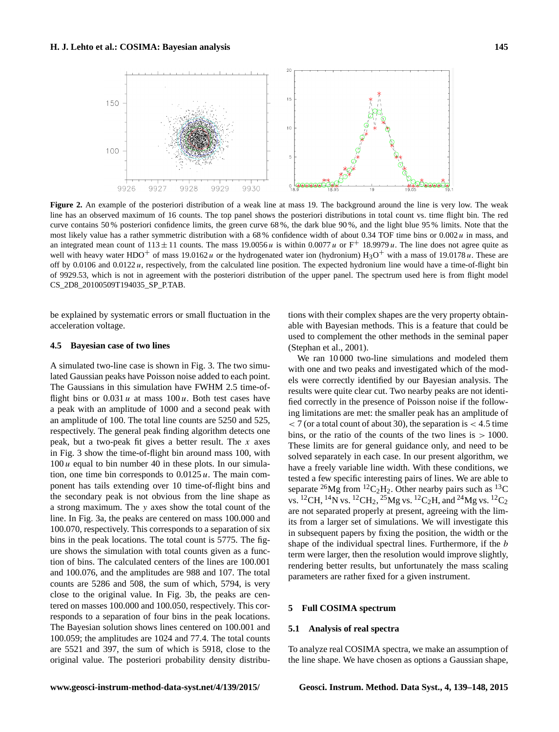**Figure 2.** An example of the posteriori distribution of a weak line at mass 19. The background around the line is very low. The weak line has an observed maximum of 16 counts. The top panel shows the posteriori distributions in total count vs. time flight bin. The red curve contains 50 % posteriori confidence limits, the green curve 68 %, the dark blue 90 %, and the light blue 95 % limits. Note that the most likely value has a rather symmetric distribution with a 68 % confidence width of about 0.34 TOF time bins or 0.002 $u$ in mass, and an integrated mean count of $113 \pm 11$ counts. The mass 19.0056 $u$ is within 0.0077 $u$ or $F^+$ 18.9979 $u$. The line does not agree quite as well with heavy water $HDO^+$ of mass 19.0162 $u$ or the hydrogenated water ion (hydronium) $H_3O^+$ with a mass of 19.0178 $u$. These are off by 0.0106 and 0.0122 $u$, respectively, from the calculated line position. The expected hydronium line would have a time-of-flight bin of 9929.53, which is not in agreement with the posteriori distribution of the upper panel. The spectrum used here is from flight model CS_2D8_20100509T194035_SP_P.TAB.

be explained by systematic errors or small fluctuation in the acceleration voltage.

### 4.5 Bayesian case of two lines

A simulated two-line case is shown in Fig. 3. The two simulated Gaussian peaks have Poisson noise added to each point. The Gaussians in this simulation have FWHM 2.5 time-of-flight bins or 0.031 $u$ at mass 100 $u$. Both test cases have a peak with an amplitude of 1000 and a second peak with an amplitude of 100. The total line counts are 5250 and 525, respectively. The general peak finding algorithm detects one peak, but a two-peak fit gives a better result. The $x$ axes in Fig. 3 show the time-of-flight bin around mass 100, with 100 $u$ equal to bin number 40 in these plots. In our simulation, one time bin corresponds to 0.0125 $u$. The main component has tails extending over 10 time-of-flight bins and the secondary peak is not obvious from the line shape as a strong maximum. The $y$ axes show the total count of the line. In Fig. 3a, the peaks are centered on mass 100.000 and 100.070, respectively. This corresponds to a separation of six bins in the peak locations. The total count is 5775. The figure shows the simulation with total counts given as a function of bins. The calculated centers of the lines are 100.001 and 100.076, and the amplitudes are 988 and 107. The total counts are 5286 and 508, the sum of which, 5794, is very close to the original value. In Fig. 3b, the peaks are centered on masses 100.000 and 100.050, respectively. This corresponds to a separation of four bins in the peak locations. The Bayesian solution shows lines centered on 100.001 and 100.059; the amplitudes are 1024 and 77.4. The total counts are 5521 and 397, the sum of which is 5918, close to the original value. The posteriori probability density distributions with their complex shapes are the very property obtainable with Bayesian methods. This is a feature that could be used to complement the other methods in the seminal paper (Stephan et al., 2001).

We ran 10 000 two-line simulations and modeled them with one and two peaks and investigated which of the models were correctly identified by our Bayesian analysis. The results were quite clear cut. Two nearby peaks are not identified correctly in the presence of Poisson noise if the following limitations are met: the smaller peak has an amplitude of $< 7$ (or a total count of about 30), the separation is $< 4.5$ time bins, or the ratio of the counts of the two lines is $> 1000$. These limits are for general guidance only, and need to be solved separately in each case. In our present algorithm, we have a freely variable line width. With these conditions, we tested a few specific interesting pairs of lines. We are able to separate $^{26}Mg$ from $^{12}C_2H_2$. Other nearby pairs such as $^{13}C$ vs. $^{12}CH$, $^{14}N$ vs. $^{12}CH_2$, $^{25}Mg$ vs. $^{12}C_2H$, and $^{24}Mg$ vs. $^{12}C_2$ are not separated properly at present, agreeing with the limits from a larger set of simulations. We will investigate this in subsequent papers by fixing the position, the width or the shape of the individual spectral lines. Furthermore, if the $b$ term were larger, then the resolution would improve slightly, rendering better results, but unfortunately the mass scaling parameters are rather fixed for a given instrument.

## 5 Full COSIMA spectrum

### 5.1 Analysis of real spectra

To analyze real COSIMA spectra, we make an assumption of the line shape. We have chosen as options a Gaussian shape,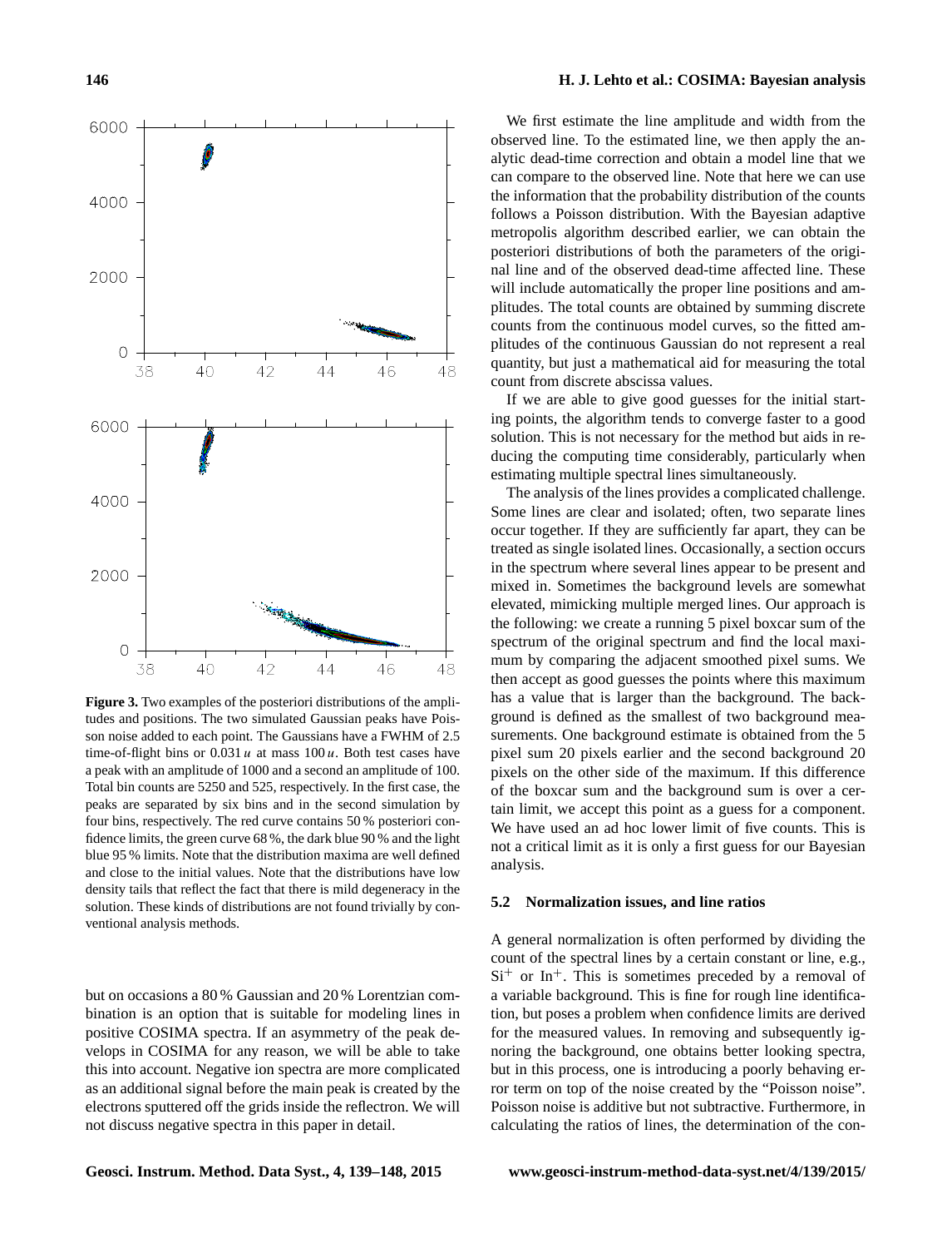6000

4000

2000

0

38 40 42 44 46 48

6000

4000

2000

0

38 40 42 44 46 48

**Figure 3.** Two examples of the posteriori distributions of the amplitudes and positions. The two simulated Gaussian peaks have Poisson noise added to each point. The Gaussians have a FWHM of 2.5 time-of-flight bins or 0.031 $u$ at mass 100 $u$. Both test cases have a peak with an amplitude of 1000 and a second an amplitude of 100. Total bin counts are 5250 and 525, respectively. In the first case, the peaks are separated by six bins and in the second simulation by four bins, respectively. The red curve contains 50 % posteriori confidence limits, the green curve 68 %, the dark blue 90 % and the light blue 95 % limits. Note that the distribution maxima are well defined and close to the initial values. Note that the distributions have low density tails that reflect the fact that there is mild degeneracy in the solution. These kinds of distributions are not found trivially by conventional analysis methods.

but on occasions a 80 % Gaussian and 20 % Lorentzian combination is an option that is suitable for modeling lines in positive COSIMA spectra. If an asymmetry of the peak develops in COSIMA for any reason, we will be able to take this into account. Negative ion spectra are more complicated as an additional signal before the main peak is created by the electrons sputtered off the grids inside the reflectron. We will not discuss negative spectra in this paper in detail.

We first estimate the line amplitude and width from the observed line. To the estimated line, we then apply the analytic dead-time correction and obtain a model line that we can compare to the observed line. Note that here we can use the information that the probability distribution of the counts follows a Poisson distribution. With the Bayesian adaptive metropolis algorithm described earlier, we can obtain the posteriori distributions of both the parameters of the original line and of the observed dead-time affected line. These will include automatically the proper line positions and amplitudes. The total counts are obtained by summing discrete counts from the continuous model curves, so the fitted amplitudes of the continuous Gaussian do not represent a real quantity, but just a mathematical aid for measuring the total count from discrete abscissa values.

If we are able to give good guesses for the initial starting points, the algorithm tends to converge faster to a good solution. This is not necessary for the method but aids in reducing the computing time considerably, particularly when estimating multiple spectral lines simultaneously.

The analysis of the lines provides a complicated challenge. Some lines are clear and isolated; often, two separate lines occur together. If they are sufficiently far apart, they can be treated as single isolated lines. Occasionally, a section occurs in the spectrum where several lines appear to be present and mixed in. Sometimes the background levels are somewhat elevated, mimicking multiple merged lines. Our approach is the following: we create a running 5 pixel boxcar sum of the spectrum of the original spectrum and find the local maximum by comparing the adjacent smoothed pixel sums. We then accept as good guesses the points where this maximum has a value that is larger than the background. The background is defined as the smallest of two background measurements. One background estimate is obtained from the 5 pixel sum 20 pixels earlier and the second background 20 pixels on the other side of the maximum. If this difference of the boxcar sum and the background sum is over a certain limit, we accept this point as a guess for a component. We have used an ad hoc lower limit of five counts. This is not a critical limit as it is only a first guess for our Bayesian analysis.

### 5.2 Normalization issues, and line ratios

A general normalization is often performed by dividing the count of the spectral lines by a certain constant or line, e.g., $Si^+$ or $In^+$. This is sometimes preceded by a removal of a variable background. This is fine for rough line identification, but poses a problem when confidence limits are derived for the measured values. In removing and subsequently ignoring the background, one obtains better looking spectra, but in this process, one is introducing a poorly behaving error term on top of the noise created by the "Poisson noise". Poisson noise is additive but not subtractive. Furthermore, in calculating the ratios of lines, the determination of the con-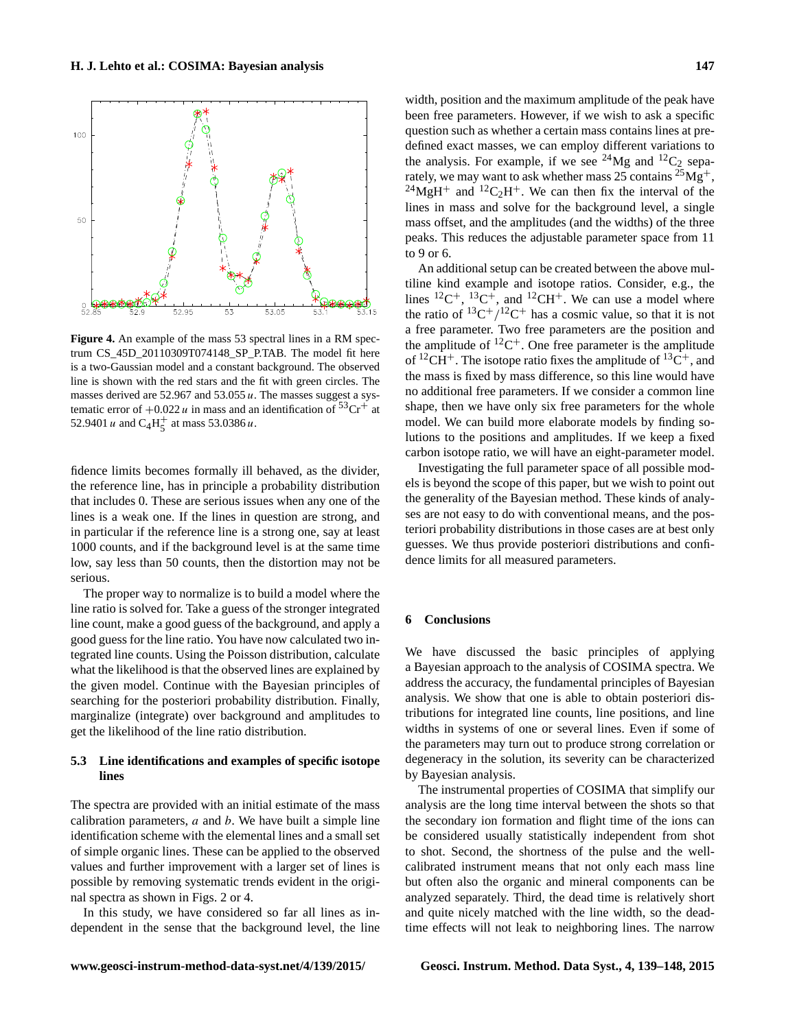**Figure 4.** An example of the mass 53 spectral lines in a RM spectrum CS_45D_20110309T074148_SP_P.TAB. The model fit here is a two-Gaussian model and a constant background. The observed line is shown with the red stars and the fit with green circles. The masses derived are 52.967 and 53.055 $u$. The masses suggest a systematic error of $+0.022\,u$ in mass and an identification of $^{53}Cr^+$ at 52.9401 $u$ and $C_4H_5^+$ at mass 53.0386 $u$.

fidence limits becomes formally ill behaved, as the divider, the reference line, has in principle a probability distribution that includes 0. These are serious issues when any one of the lines is a weak one. If the lines in question are strong, and in particular if the reference line is a strong one, say at least 1000 counts, and if the background level is at the same time low, say less than 50 counts, then the distortion may not be serious.

The proper way to normalize is to build a model where the line ratio is solved for. Take a guess of the stronger integrated line count, make a good guess of the background, and apply a good guess for the line ratio. You have now calculated two integrated line counts. Using the Poisson distribution, calculate what the likelihood is that the observed lines are explained by the given model. Continue with the Bayesian principles of searching for the posteriori probability distribution. Finally, marginalize (integrate) over background and amplitudes to get the likelihood of the line ratio distribution.

### 5.3 Line identifications and examples of specific isotope lines

The spectra are provided with an initial estimate of the mass calibration parameters, $a$ and $b$. We have built a simple line identification scheme with the elemental lines and a small set of simple organic lines. These can be applied to the observed values and further improvement with a larger set of lines is possible by removing systematic trends evident in the original spectra as shown in Figs. 2 or 4.

In this study, we have considered so far all lines as independent in the sense that the background level, the line width, position and the maximum amplitude of the peak have been free parameters. However, if we wish to ask a specific question such as whether a certain mass contains lines at predefined exact masses, we can employ different variations to the analysis. For example, if we see $^{24}Mg$ and $^{12}C_2$ separately, we may want to ask whether mass 25 contains $^{25}Mg^+$, $^{24}MgH^+$ and $^{12}C_2H^+$. We can then fix the interval of the lines in mass and solve for the background level, a single mass offset, and the amplitudes (and the widths) of the three peaks. This reduces the adjustable parameter space from 11 to 9 or 6.

An additional setup can be created between the above multiline kind example and isotope ratios. Consider, e.g., the lines $^{12}C^+$, $^{13}C^+$, and $^{12}CH^+$. We can use a model where the ratio of $^{13}C^+/^{12}C^+$ has a cosmic value, so that it is not a free parameter. Two free parameters are the position and the amplitude of $^{12}C^+$. One free parameter is the amplitude of $^{12}CH^+$. The isotope ratio fixes the amplitude of $^{13}C^+$, and the mass is fixed by mass difference, so this line would have no additional free parameters. If we consider a common line shape, then we have only six free parameters for the whole model. We can build more elaborate models by finding solutions to the positions and amplitudes. If we keep a fixed carbon isotope ratio, we will have an eight-parameter model.

Investigating the full parameter space of all possible models is beyond the scope of this paper, but we wish to point out the generality of the Bayesian method. These kinds of analyses are not easy to do with conventional means, and the posteriori probability distributions in those cases are at best only guesses. We thus provide posteriori distributions and confidence limits for all measured parameters.

## 6 Conclusions

We have discussed the basic principles of applying a Bayesian approach to the analysis of COSIMA spectra. We address the accuracy, the fundamental principles of Bayesian analysis. We show that one is able to obtain posteriori distributions for integrated line counts, line positions, and line widths in systems of one or several lines. Even if some of the parameters may turn out to produce strong correlation or degeneracy in the solution, its severity can be characterized by Bayesian analysis.

The instrumental properties of COSIMA that simplify our analysis are the long time interval between the shots so that the secondary ion formation and flight time of the ions can be considered usually statistically independent from shot to shot. Second, the shortness of the pulse and the well-calibrated instrument means that not only each mass line but often also the organic and mineral components can be analyzed separately. Third, the dead time is relatively short and quite nicely matched with the line width, so the dead-time effects will not leak to neighboring lines. The narrow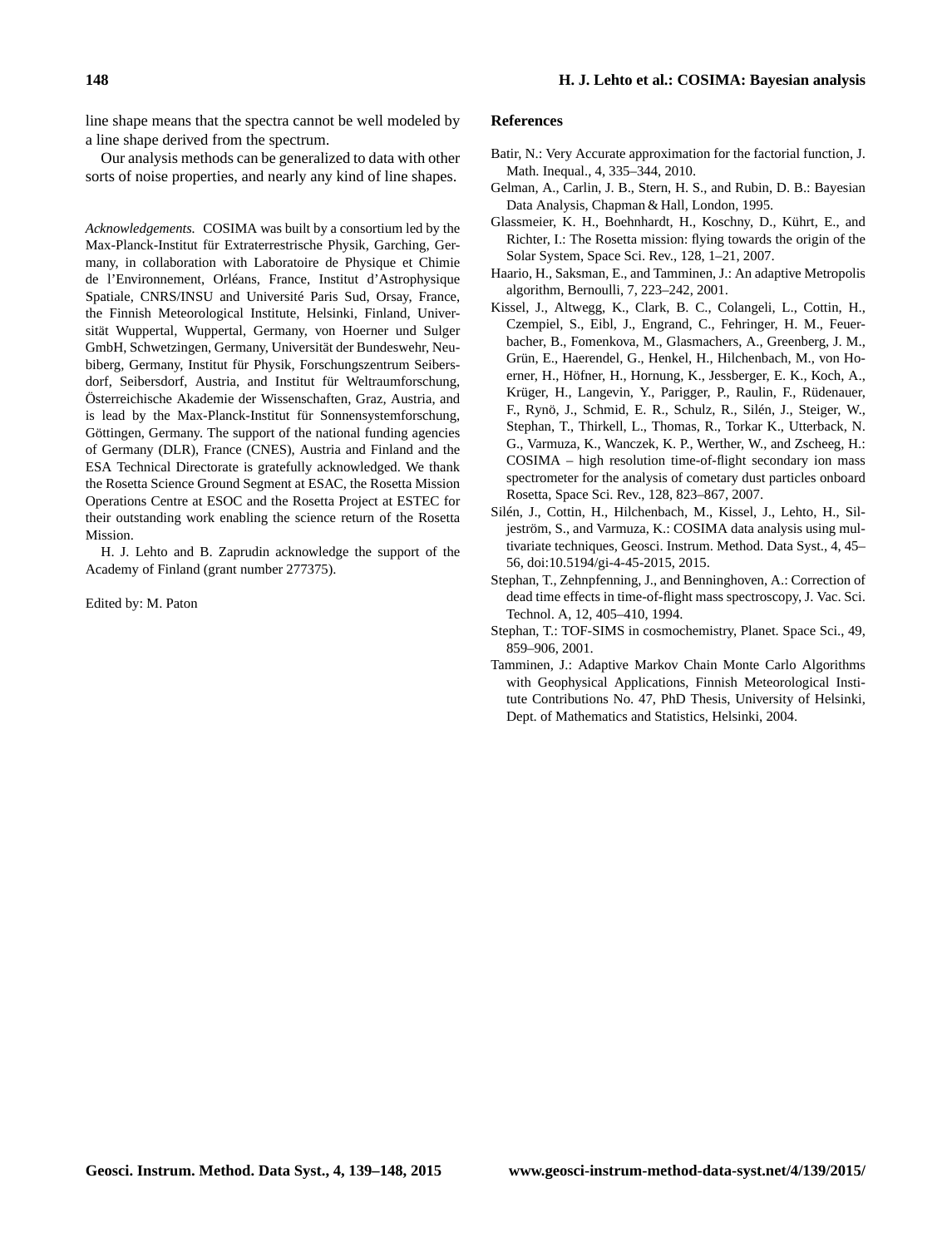line shape means that the spectra cannot be well modeled by a line shape derived from the spectrum.

Our analysis methods can be generalized to data with other sorts of noise properties, and nearly any kind of line shapes.

*Acknowledgements.* COSIMA was built by a consortium led by the Max-Planck-Institut für Extraterrestrische Physik, Garching, Germany, in collaboration with Laboratoire de Physique et Chimie de l'Environnement, Orléans, France, Institut d'Astrophysique Spatiale, CNRS/INSU and Université Paris Sud, Orsay, France, the Finnish Meteorological Institute, Helsinki, Finland, Universität Wuppertal, Wuppertal, Germany, von Hoerner und Sulger GmbH, Schwetzingen, Germany, Universität der Bundeswehr, Neubiberg, Germany, Institut für Physik, Forschungszentrum Seibersdorf, Seibersdorf, Austria, and Institut für Weltraumforschung, Österreichische Akademie der Wissenschaften, Graz, Austria, and is lead by the Max-Planck-Institut für Sonnensystemforschung, Göttingen, Germany. The support of the national funding agencies of Germany (DLR), France (CNES), Austria and Finland and the ESA Technical Directorate is gratefully acknowledged. We thank the Rosetta Science Ground Segment at ESAC, the Rosetta Mission Operations Centre at ESOC and the Rosetta Project at ESTEC for their outstanding work enabling the science return of the Rosetta Mission.

H. J. Lehto and B. Zaprudin acknowledge the support of the Academy of Finland (grant number 277375).

Edited by: M. Paton

## References

Batir, N.: Very Accurate approximation for the factorial function, J. Math. Inequal., 4, 335–344, 2010.

Gelman, A., Carlin, J. B., Stern, H. S., and Rubin, D. B.: Bayesian Data Analysis, Chapman & Hall, London, 1995.

Glassmeier, K. H., Boehnhardt, H., Koschny, D., Kührt, E., and Richter, I.: The Rosetta mission: flying towards the origin of the Solar System, Space Sci. Rev., 128, 1–21, 2007.

Haario, H., Saksman, E., and Tamminen, J.: An adaptive Metropolis algorithm, Bernoulli, 7, 223–242, 2001.

Kissel, J., Altwegg, K., Clark, B. C., Colangeli, L., Cottin, H., Czempiel, S., Eibl, J., Engrand, C., Fehringer, H. M., Feuerbacher, B., Fomenkova, M., Glasmachers, A., Greenberg, J. M., Grün, E., Haerendel, G., Henkel, H., Hilchenbach, M., von Hoerner, H., Höfner, H., Hornung, K., Jessberger, E. K., Koch, A., Krüger, H., Langevin, Y., Parigger, P., Raulin, F., Rüdenauer, F., Rynö, J., Schmid, E. R., Schulz, R., Silén, J., Steiger, W., Stephan, T., Thirkell, L., Thomas, R., Torkar K., Utterback, N. G., Varmuza, K., Wanczek, K. P., Werther, W., and Zscheeg, H.: COSIMA – high resolution time-of-flight secondary ion mass spectrometer for the analysis of cometary dust particles onboard Rosetta, Space Sci. Rev., 128, 823–867, 2007.

Silén, J., Cottin, H., Hilchenbach, M., Kissel, J., Lehto, H., Siljeström, S., and Varmuza, K.: COSIMA data analysis using multivariate techniques, Geosci. Instrum. Method. Data Syst., 4, 45–56, doi:10.5194/gi-4-45-2015, 2015.

Stephan, T., Zehnpfenning, J., and Benninghoven, A.: Correction of dead time effects in time-of-flight mass spectroscopy, J. Vac. Sci. Technol. A, 12, 405–410, 1994.

Stephan, T.: TOF-SIMS in cosmochemistry, Planet. Space Sci., 49, 859–906, 2001.

Tamminen, J.: Adaptive Markov Chain Monte Carlo Algorithms with Geophysical Applications, Finnish Meteorological Institute Contributions No. 47, PhD Thesis, University of Helsinki, Dept. of Mathematics and Statistics, Helsinki, 2004.